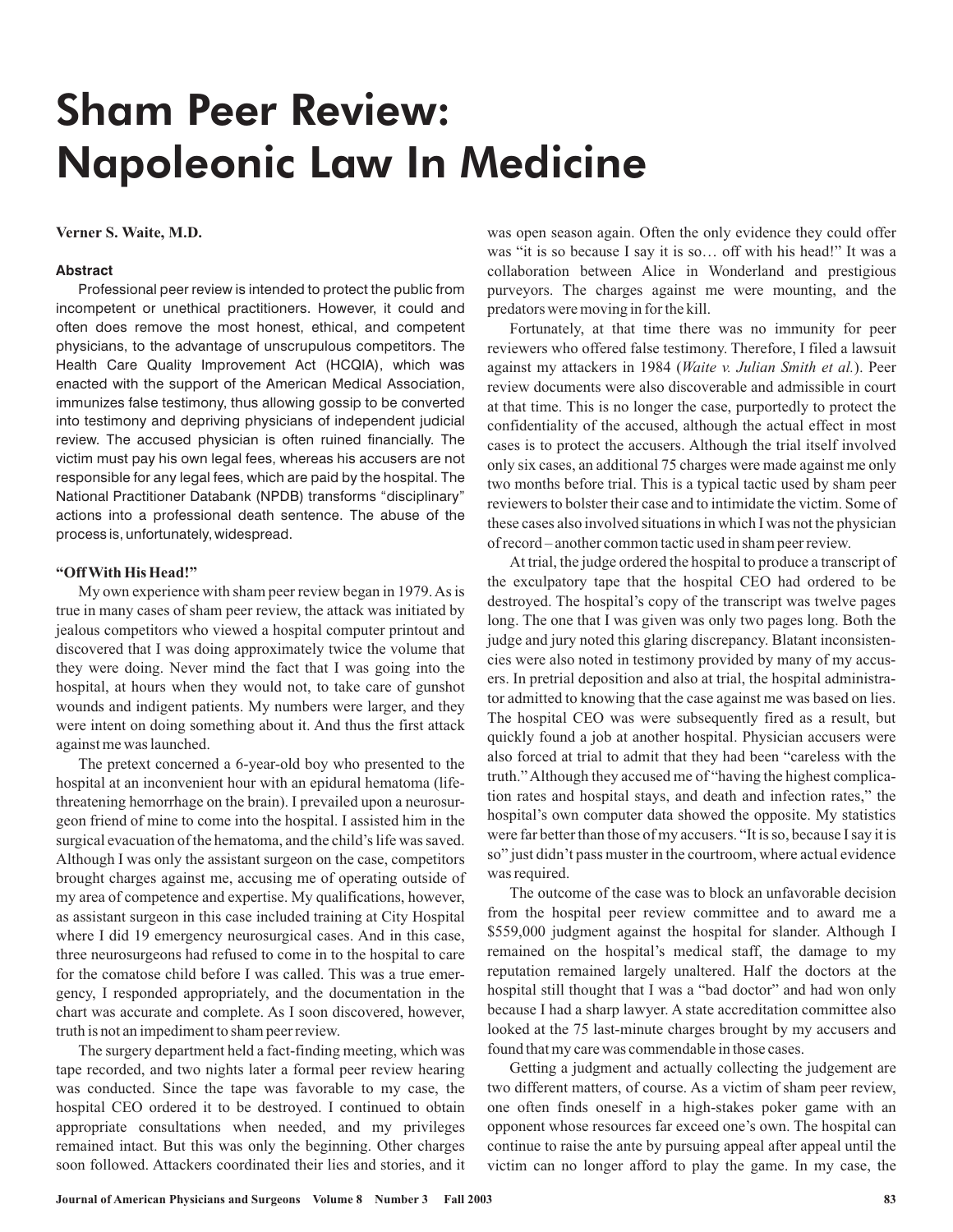# Sham Peer Review: Napoleonic Law In Medicine

**Verner S. Waite, M.D.**

### Abstract

Professional peer review is intended to protect the public from incompetent or unethical practitioners. However, it could and often does remove the most honest, ethical, and competent physicians, to the advantage of unscrupulous competitors. The Health Care Quality Improvement Act (HCQIA), which was enacted with the support of the American Medical Association, immunizes false testimony, thus allowing gossip to be converted into testimony and depriving physicians of independent judicial review. The accused physician is often ruined financially. The victim must pay his own legal fees, whereas his accusers are not responsible for any legal fees, which are paid by the hospital. The National Practitioner Databank (NPDB) transforms "disciplinary" actions into a professional death sentence. The abuse of the process is, unfortunately, widespread.

### "Off With His Head!"

My own experience with sham peer review began in 1979. As is true in many cases of sham peer review, the attack was initiated by jealous competitors who viewed a hospital computer printout and discovered that I was doing approximately twice the volume that they were doing. Never mind the fact that I was going into the hospital, at hours when they would not, to take care of gunshot wounds and indigent patients. My numbers were larger, and they were intent on doing something about it. And thus the first attack against me was launched.

The pretext concerned a 6-year-old boy who presented to the hospital at an inconvenient hour with an epidural hematoma (life-threatening hemorrhage on the brain). I prevailed upon a neurosurgeon friend of mine to come into the hospital. I assisted him in the surgical evacuation of the hematoma, and the child's life was saved. Although I was only the assistant surgeon on the case, competitors brought charges against me, accusing me of operating outside of my area of competence and expertise. My qualifications, however, as assistant surgeon in this case included training at City Hospital where I did 19 emergency neurosurgical cases. And in this case, three neurosurgeons had refused to come in to the hospital to care for the comatose child before I was called. This was a true emergency, I responded appropriately, and the documentation in the chart was accurate and complete. As I soon discovered, however, truth is not an impediment to sham peer review.

The surgery department held a fact-finding meeting, which was tape recorded, and two nights later a formal peer review hearing was conducted. Since the tape was favorable to my case, the hospital CEO ordered it to be destroyed. I continued to obtain appropriate consultations when needed, and my privileges remained intact. But this was only the beginning. Other charges soon followed. Attackers coordinated their lies and stories, and it was open season again. Often the only evidence they could offer was "it is so because I say it is so… off with his head!" It was a collaboration between Alice in Wonderland and prestigious purveyors. The charges against me were mounting, and the predators were moving in for the kill.

Fortunately, at that time there was no immunity for peer reviewers who offered false testimony. Therefore, I filed a lawsuit against my attackers in 1984 (*Waite v. Julian Smith et al.*). Peer review documents were also discoverable and admissible in court at that time. This is no longer the case, purportedly to protect the confidentiality of the accused, although the actual effect in most cases is to protect the accusers. Although the trial itself involved only six cases, an additional 75 charges were made against me only two months before trial. This is a typical tactic used by sham peer reviewers to bolster their case and to intimidate the victim. Some of these cases also involved situations in which I was not the physician of record – another common tactic used in sham peer review.

At trial, the judge ordered the hospital to produce a transcript of the exculpatory tape that the hospital CEO had ordered to be destroyed. The hospital's copy of the transcript was twelve pages long. The one that I was given was only two pages long. Both the judge and jury noted this glaring discrepancy. Blatant inconsistencies were also noted in testimony provided by many of my accusers. In pretrial deposition and also at trial, the hospital administrator admitted to knowing that the case against me was based on lies. The hospital CEO was subsequently fired as a result, but quickly found a job at another hospital. Physician accusers were also forced at trial to admit that they had been "careless with the truth." Although they accused me of "having the highest complication rates and hospital stays, and death and infection rates," the hospital's own computer data showed the opposite. My statistics were far better than those of my accusers. "It is so, because I say it is so" just didn't pass muster in the courtroom, where actual evidence was required.

The outcome of the case was to block an unfavorable decision from the hospital peer review committee and to award me a $559,000 judgment against the hospital for slander. Although I remained on the hospital's medical staff, the damage to my reputation remained largely unaltered. Half the doctors at the hospital still thought that I was a "bad doctor" and had won only because I had a sharp lawyer. A state accreditation committee also looked at the 75 last-minute charges brought by my accusers and found that my care was commendable in those cases.

Getting a judgment and actually collecting the judgement are two different matters, of course. As a victim of sham peer review, one often finds oneself in a high-stakes poker game with an opponent whose resources far exceed one's own. The hospital can continue to raise the ante by pursuing appeal after appeal until the victim can no longer afford to play the game. In my case, the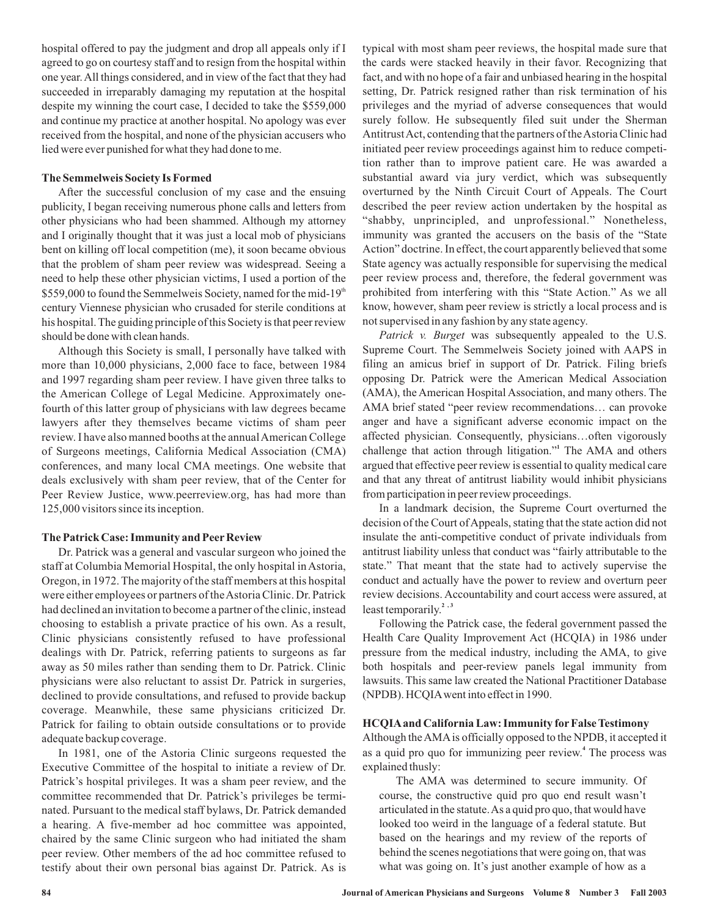hospital offered to pay the judgment and drop all appeals only if I agreed to go on courtesy staff and to resign from the hospital within one year. All things considered, and in view of the fact that they had succeeded in irreparably damaging my reputation at the hospital despite my winning the court case, I decided to take the $559,000 and continue my practice at another hospital. No apology was ever received from the hospital, and none of the physician accusers who lied were ever punished for what they had done to me.

### The Semmelweis Society Is Formed

After the successful conclusion of my case and the ensuing publicity, I began receiving numerous phone calls and letters from other physicians who had been shammed. Although my attorney and I originally thought that it was just a local mob of physicians bent on killing off local competition (me), it soon became obvious that the problem of sham peer review was widespread. Seeing a need to help these other physician victims, I used a portion of the $559,000 to found the Semmelweis Society, named for the mid-19th century Viennese physician who crusaded for sterile conditions at his hospital. The guiding principle of this Society is that peer review should be done with clean hands.

Although this Society is small, I personally have talked with more than 10,000 physicians, 2,000 face to face, between 1984 and 1997 regarding sham peer review. I have given three talks to the American College of Legal Medicine. Approximately one-fourth of this latter group of physicians with law degrees became lawyers after they themselves became victims of sham peer review. I have also manned booths at the annual American College of Surgeons meetings, California Medical Association (CMA) conferences, and many local CMA meetings. One website that deals exclusively with sham peer review, that of the Center for Peer Review Justice, www.peerreview.org, has had more than 125,000 visitors since its inception.

### The Patrick Case: Immunity and Peer Review

Dr. Patrick was a general and vascular surgeon who joined the staff at Columbia Memorial Hospital, the only hospital in Astoria, Oregon, in 1972. The majority of the staff members at this hospital were either employees or partners of the Astoria Clinic. Dr. Patrick had declined an invitation to become a partner of the clinic, instead choosing to establish a private practice of his own. As a result, Clinic physicians consistently refused to have professional dealings with Dr. Patrick, referring patients to surgeons as far away as 50 miles rather than sending them to Dr. Patrick. Clinic physicians were also reluctant to assist Dr. Patrick in surgeries, declined to provide consultations, and refused to provide backup coverage. Meanwhile, these same physicians criticized Dr. Patrick for failing to obtain outside consultations or to provide adequate backup coverage.

In 1981, one of the Astoria Clinic surgeons requested the Executive Committee of the hospital to initiate a review of Dr. Patrick's hospital privileges. It was a sham peer review, and the committee recommended that Dr. Patrick's privileges be terminated. Pursuant to the medical staff bylaws, Dr. Patrick demanded a hearing. A five-member ad hoc committee was appointed, chaired by the same Clinic surgeon who had initiated the sham peer review. Other members of the ad hoc committee refused to testify about their own personal bias against Dr. Patrick. As is typical with most sham peer reviews, the hospital made sure that the cards were stacked heavily in their favor. Recognizing that fact, and with no hope of a fair and unbiased hearing in the hospital setting, Dr. Patrick resigned rather than risk termination of his privileges and the myriad of adverse consequences that would surely follow. He subsequently filed suit under the Sherman Antitrust Act, contending that the partners of the Astoria Clinic had initiated peer review proceedings against him to reduce competition rather than to improve patient care. He was awarded a substantial award via jury verdict, which was subsequently overturned by the Ninth Circuit Court of Appeals. The Court described the peer review action undertaken by the hospital as "shabby, unprincipled, and unprofessional." Nonetheless, immunity was granted the accusers on the basis of the "State Action" doctrine. In effect, the court apparently believed that some State agency was actually responsible for supervising the medical peer review process and, therefore, the federal government was prohibited from interfering with this "State Action." As we all know, however, sham peer review is strictly a local process and is not supervised in any fashion by any state agency.

*Patrick v. Burget* was subsequently appealed to the U.S. Supreme Court. The Semmelweis Society joined with AAPS in filing an amicus brief in support of Dr. Patrick. Filing briefs opposing Dr. Patrick were the American Medical Association (AMA), the American Hospital Association, and many others. The AMA brief stated "peer review recommendations… can provoke anger and have a significant adverse economic impact on the affected physician. Consequently, physicians…often vigorously challenge that action through litigation."[1] The AMA and others argued that effective peer review is essential to quality medical care and that any threat of antitrust liability would inhibit physicians from participation in peer review proceedings.

In a landmark decision, the Supreme Court overturned the decision of the Court of Appeals, stating that the state action did not insulate the anti-competitive conduct of private individuals from antitrust liability unless that conduct was "fairly attributable to the state." That meant that the state had to actively supervise the conduct and actually have the power to review and overturn peer review decisions. Accountability and court access were assured, at least temporarily.[2,3]

Following the Patrick case, the federal government passed the Health Care Quality Improvement Act (HCQIA) in 1986 under pressure from the medical industry, including the AMA, to give both hospitals and peer-review panels legal immunity from lawsuits. This same law created the National Practitioner Database (NPDB). HCQIA went into effect in 1990.

### HCQIA and California Law: Immunity for False Testimony

Although the AMA is officially opposed to the NPDB, it accepted it as a quid pro quo for immunizing peer review.[4] The process was explained thusly:

> The AMA was determined to secure immunity. Of course, the constructive quid pro quo end result wasn't articulated in the statute. As a quid pro quo, that would have looked too weird in the language of a federal statute. But based on the hearings and my review of the reports of behind the scenes negotiations that were going on, that was what was going on. It's just another example of how as a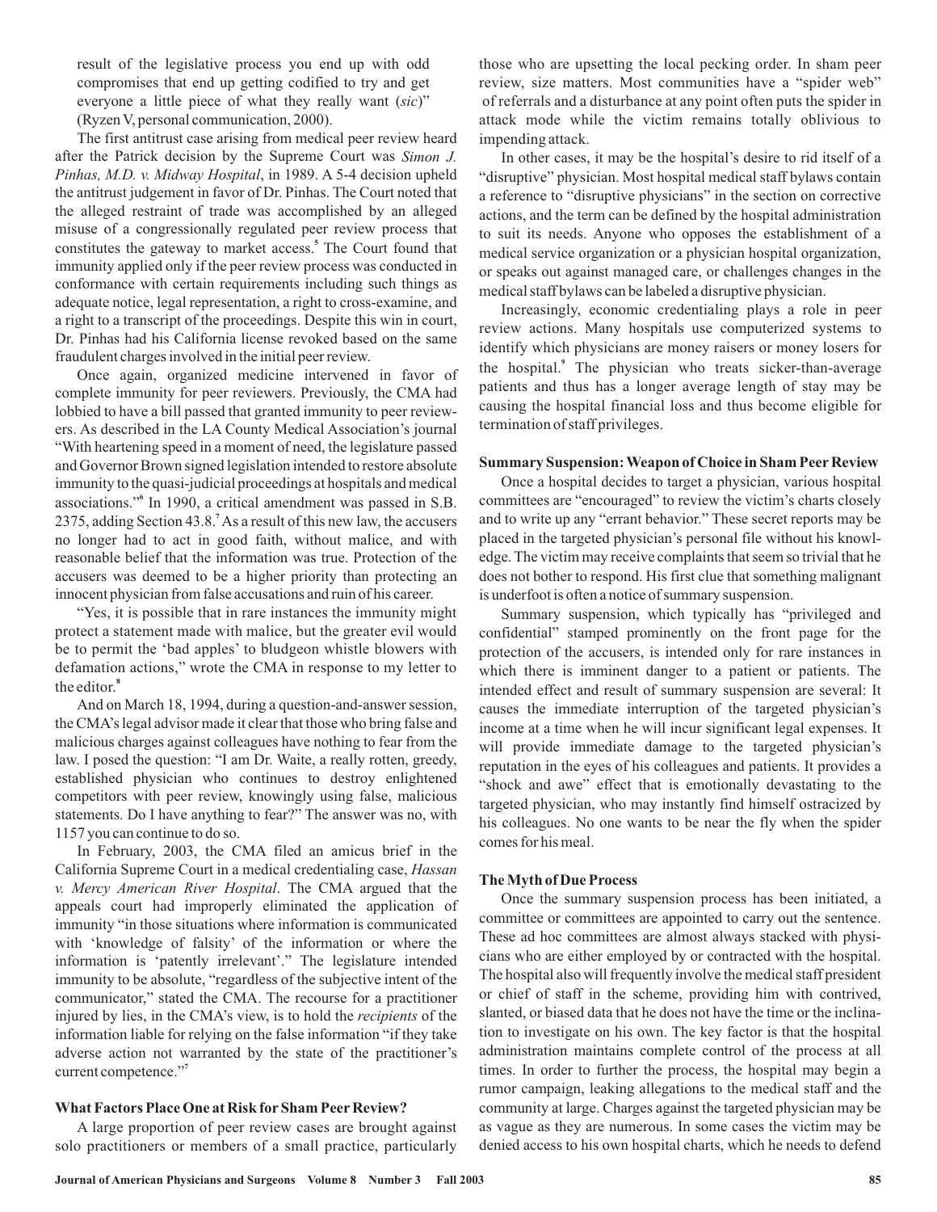result of the legislative process you end up with odd compromises that end up getting codified to try and get everyone a little piece of what they really want (*sic*)" (Ryzen V, personal communication, 2000).

The first antitrust case arising from medical peer review heard after the Patrick decision by the Supreme Court was *Simon J. Pinhas, M.D. v. Midway Hospital*, in 1989. A 5-4 decision upheld the antitrust judgement in favor of Dr. Pinhas. The Court noted that the alleged restraint of trade was accomplished by an alleged misuse of a congressionally regulated peer review process that constitutes the gateway to market access.[5] The Court found that immunity applied only if the peer review process was conducted in conformance with certain requirements including such things as adequate notice, legal representation, a right to cross-examine, and a right to a transcript of the proceedings. Despite this win in court, Dr. Pinhas had his California license revoked based on the same fraudulent charges involved in the initial peer review.

Once again, organized medicine intervened in favor of complete immunity for peer reviewers. Previously, the CMA had lobbied to have a bill passed that granted immunity to peer reviewers. As described in the LA County Medical Association's journal "With heartening speed in a moment of need, the legislature passed and Governor Brown signed legislation intended to restore absolute immunity to the quasi-judicial proceedings at hospitals and medical associations."[6] In 1990, a critical amendment was passed in S.B. 2375, adding Section 43.8.[7] As a result of this new law, the accusers no longer had to act in good faith, without malice, and with reasonable belief that the information was true. Protection of the accusers was deemed to be a higher priority than protecting an innocent physician from false accusations and ruin of his career.

"Yes, it is possible that in rare instances the immunity might protect a statement made with malice, but the greater evil would be to permit the 'bad apples' to bludgeon whistle blowers with defamation actions," wrote the CMA in response to my letter to the editor.[8]

And on March 18, 1994, during a question-and-answer session, the CMA's legal advisor made it clear that those who bring false and malicious charges against colleagues have nothing to fear from the law. I posed the question: "I am Dr. Waite, a really rotten, greedy, established physician who continues to destroy enlightened competitors with peer review, knowingly using false, malicious statements. Do I have anything to fear?" The answer was no, with 1157 you can continue to do so.

In February, 2003, the CMA filed an amicus brief in the California Supreme Court in a medical credentialing case, *Hassan v. Mercy American River Hospital*. The CMA argued that the appeals court had improperly eliminated the application of immunity "in those situations where information is communicated with 'knowledge of falsity' of the information or where the information is 'patently irrelevant'." The legislature intended immunity to be absolute, "regardless of the subjective intent of the communicator," stated the CMA. The recourse for a practitioner injured by lies, in the CMA's view, is to hold the *recipients* of the information liable for relying on the false information "if they take adverse action not warranted by the state of the practitioner's current competence."[7]

### What Factors Place One at Risk for Sham Peer Review?

A large proportion of peer review cases are brought against solo practitioners or members of a small practice, particularly those who are upsetting the local pecking order. In sham peer review, size matters. Most communities have a "spider web" of referrals and a disturbance at any point often puts the spider in attack mode while the victim remains totally oblivious to impending attack.

In other cases, it may be the hospital's desire to rid itself of a "disruptive" physician. Most hospital medical staff bylaws contain a reference to "disruptive physicians" in the section on corrective actions, and the term can be defined by the hospital administration to suit its needs. Anyone who opposes the establishment of a medical service organization or a physician hospital organization, or speaks out against managed care, or challenges changes in the medical staff bylaws can be labeled a disruptive physician.

Increasingly, economic credentialing plays a role in peer review actions. Many hospitals use computerized systems to identify which physicians are money raisers or money losers for the hospital.[9] The physician who treats sicker-than-average patients and thus has a longer average length of stay may be causing the hospital financial loss and thus become eligible for termination of staff privileges.

### Summary Suspension: Weapon of Choice in Sham Peer Review

Once a hospital decides to target a physician, various hospital committees are "encouraged" to review the victim's charts closely and to write up any "errant behavior." These secret reports may be placed in the targeted physician's personal file without his knowledge. The victim may receive complaints that seem so trivial that he does not bother to respond. His first clue that something malignant is underfoot is often a notice of summary suspension.

Summary suspension, which typically has "privileged and confidential" stamped prominently on the front page for the protection of the accusers, is intended only for rare instances in which there is imminent danger to a patient or patients. The intended effect and result of summary suspension are several: It causes the immediate interruption of the targeted physician's income at a time when he will incur significant legal expenses. It will provide immediate damage to the targeted physician's reputation in the eyes of his colleagues and patients. It provides a "shock and awe" effect that is emotionally devastating to the targeted physician, who may instantly find himself ostracized by his colleagues. No one wants to be near the fly when the spider comes for his meal.

### The Myth of Due Process

Once the summary suspension process has been initiated, a committee or committees are appointed to carry out the sentence. These ad hoc committees are almost always stacked with physicians who are either employed by or contracted with the hospital. The hospital also will frequently involve the medical staff president or chief of staff in the scheme, providing him with contrived, slanted, or biased data that he does not have the time or the inclination to investigate on his own. The key factor is that the hospital administration maintains complete control of the process at all times. In order to further the process, the hospital may begin a rumor campaign, leaking allegations to the medical staff and the community at large. Charges against the targeted physician may be as vague as they are numerous. In some cases the victim may be denied access to his own hospital charts, which he needs to defend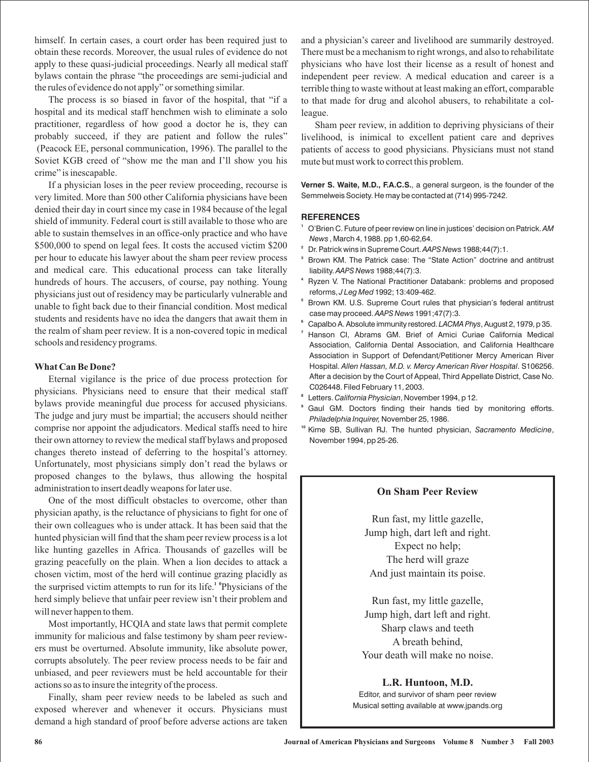himself. In certain cases, a court order has been required just to obtain these records. Moreover, the usual rules of evidence do not apply to these quasi-judicial proceedings. Nearly all medical staff bylaws contain the phrase "the proceedings are semi-judicial and the rules of evidence do not apply" or something similar.

The process is so biased in favor of the hospital, that "if a hospital and its medical staff henchmen wish to eliminate a solo practitioner, regardless of how good a doctor he is, they can probably succeed, if they are patient and follow the rules" (Peacock EE, personal communication, 1996). The parallel to the Soviet KGB creed of "show me the man and I'll show you his crime" is inescapable.

If a physician loses in the peer review proceeding, recourse is very limited. More than 500 other California physicians have been denied their day in court since my case in 1984 because of the legal shield of immunity. Federal court is still available to those who are able to sustain themselves in an office-only practice and who have $500,000 to spend on legal fees. It costs the accused victim $200 per hour to educate his lawyer about the sham peer review process and medical care. This educational process can take literally hundreds of hours. The accusers, of course, pay nothing. Young physicians just out of residency may be particularly vulnerable and unable to fight back due to their financial condition. Most medical students and residents have no idea the dangers that await them in the realm of sham peer review. It is a non-covered topic in medical schools and residency programs.

### What Can Be Done?

Eternal vigilance is the price of due process protection for physicians. Physicians need to ensure that their medical staff bylaws provide meaningful due process for accused physicians. The judge and jury must be impartial; the accusers should neither comprise nor appoint the adjudicators. Medical staffs need to hire their own attorney to review the medical staff bylaws and proposed changes thereto instead of deferring to the hospital's attorney. Unfortunately, most physicians simply don't read the bylaws or proposed changes to the bylaws, thus allowing the hospital administration to insert deadly weapons for later use.

One of the most difficult obstacles to overcome, other than physician apathy, is the reluctance of physicians to fight for one of their own colleagues who is under attack. It has been said that the hunted physician will find that the sham peer review process is a lot like hunting gazelles in Africa. Thousands of gazelles will be grazing peacefully on the plain. When a lion decides to attack a chosen victim, most of the herd will continue grazing placidly as the surprised victim attempts to run for its life.[10] Physicians of the herd simply believe that unfair peer review isn't their problem and will never happen to them.

Most importantly, HCQIA and state laws that permit complete immunity for malicious and false testimony by sham peer reviewers must be overturned. Absolute immunity, like absolute power, corrupts absolutely. The peer review process needs to be fair and unbiased, and peer reviewers must be held accountable for their actions so as to insure the integrity of the process.

Finally, sham peer review needs to be labeled as such and exposed wherever and whenever it occurs. Physicians must demand a high standard of proof before adverse actions are taken and a physician's career and livelihood are summarily destroyed. There must be a mechanism to right wrongs, and also to rehabilitate physicians who have lost their license as a result of honest and independent peer review. A medical education and career is a terrible thing to waste without at least making an effort, comparable to that made for drug and alcohol abusers, to rehabilitate a colleague.

Sham peer review, in addition to depriving physicians of their livelihood, is inimical to excellent patient care and deprives patients of access to good physicians. Physicians must not stand mute but must work to correct this problem.

**Verner S. Waite, M.D., F.A.C.S.**, a general surgeon, is the founder of the Semmelweis Society. He may be contacted at (714) 995-7242.

### REFERENCES

1. O'Brien C. Future of peer review on line in justices' decision on Patrick. *AM News*, March 4, 1988. pp 1,60-62,64.
2. Dr. Patrick wins in Supreme Court. *AAPS News* 1988;44(7):1.
3. Brown KM. The Patrick case: The "State Action" doctrine and antitrust liability. *AAPS News* 1988;44(7):3.
4. Ryzen V. The National Practitioner Databank: problems and proposed reforms, *J Leg Med* 1992; 13:409-462.
5. Brown KM. U.S. Supreme Court rules that physician's federal antitrust case may proceed. *AAPS News* 1991;47(7):3.
6. Capalbo A. Absolute immunity restored. *LACMA Phys*, August 2, 1979, p 35.
7. Hanson CI, Abrams GM. Brief of Amici Curiae California Medical Association, California Dental Association, and California Healthcare Association in Support of Defendant/Petitioner Mercy American River Hospital. *Allen Hassan, M.D. v. Mercy American River Hospital*. S106256. After a decision by the Court of Appeal, Third Appellate District, Case No. C026448. Filed February 11, 2003.
8. Letters. *California Physician*, November 1994, p 12.
9. Gaul GM. Doctors finding their hands tied by monitoring efforts. *Philadelphia Inquirer,* November 25, 1986.
10. Kime SB, Sullivan RJ. The hunted physician, *Sacramento Medicine*, November 1994, pp 25-26.

---

**On Sham Peer Review**

Run fast, my little gazelle,
Jump high, dart left and right.
Expect no help;
The herd will graze
And just maintain its poise.

Run fast, my little gazelle,
Jump high, dart left and right.
Sharp claws and teeth
A breath behind,
Your death will make no noise.

**L.R. Huntoon, M.D.**
Editor, and survivor of sham peer review
Musical setting available at www.jpands.org